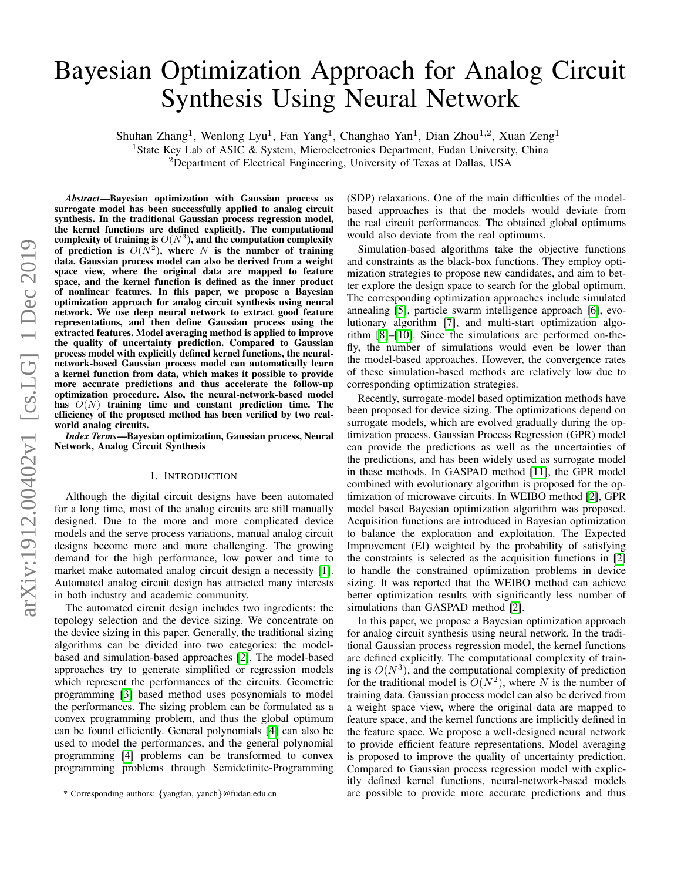# Bayesian Optimization Approach for Analog Circuit Synthesis Using Neural Network

Shuhan Zhang[1], Wenlong Lyu[1], Fan Yang[1], Changhao Yan[1], Dian Zhou[1,2], Xuan Zeng[1]

[1]State Key Lab of ASIC & System, Microelectronics Department, Fudan University, China

[2]Department of Electrical Engineering, University of Texas at Dallas, USA

***Abstract*—Bayesian optimization with Gaussian process as surrogate model has been successfully applied to analog circuit synthesis. In the traditional Gaussian process regression model, the kernel functions are defined explicitly. The computational complexity of training is $O(N^3)$, and the computation complexity of prediction is $O(N^2)$, where $N$ is the number of training data. Gaussian process model can also be derived from a weight space view, where the original data are mapped to feature space, and the kernel function is defined as the inner product of nonlinear features. In this paper, we propose a Bayesian optimization approach for analog circuit synthesis using neural network. We use deep neural network to extract good feature representations, and then define Gaussian process using the extracted features. Model averaging method is applied to improve the quality of uncertainty prediction. Compared to Gaussian process model with explicitly defined kernel functions, the neural-network-based Gaussian process model can automatically learn a kernel function from data, which makes it possible to provide more accurate predictions and thus accelerate the follow-up optimization procedure. Also, the neural-network-based model has $O(N)$ training time and constant prediction time. The efficiency of the proposed method has been verified by two real-world analog circuits.**

***Index Terms*—Bayesian optimization, Gaussian process, Neural Network, Analog Circuit Synthesis**

## I. Introduction

Although the digital circuit designs have been automated for a long time, most of the analog circuits are still manually designed. Due to the more and more complicated device models and the serve process variations, manual analog circuit designs become more and more challenging. The growing demand for the high performance, low power and time to market make automated analog circuit design a necessity [1]. Automated analog circuit design has attracted many interests in both industry and academic community.

The automated circuit design includes two ingredients: the topology selection and the device sizing. We concentrate on the device sizing in this paper. Generally, the traditional sizing algorithms can be divided into two categories: the model-based and simulation-based approaches [2]. The model-based approaches try to generate simplified or regression models which represent the performances of the circuits. Geometric programming [3] based method uses posynomials to model the performances. The sizing problem can be formulated as a convex programming problem, and thus the global optimum can be found efficiently. General polynomials [4] can also be used to model the performances, and the general polynomial programming [4] problems can be transformed to convex programming problems through Semidefinite-Programming (SDP) relaxations. One of the main difficulties of the model-based approaches is that the models would deviate from the real circuit performances. The obtained global optimums would also deviate from the real optimums.

Simulation-based algorithms take the objective functions and constraints as the black-box functions. They employ optimization strategies to propose new candidates, and aim to better explore the design space to search for the global optimum. The corresponding optimization approaches include simulated annealing [5], particle swarm intelligence approach [6], evolutionary algorithm [7], and multi-start optimization algorithm [8]–[10]. Since the simulations are performed on-the-fly, the number of simulations would even be lower than the model-based approaches. However, the convergence rates of these simulation-based methods are relatively low due to corresponding optimization strategies.

Recently, surrogate-model based optimization methods have been proposed for device sizing. The optimizations depend on surrogate models, which are evolved gradually during the optimization process. Gaussian Process Regression (GPR) model can provide the predictions as well as the uncertainties of the predictions, and has been widely used as surrogate model in these methods. In GASPAD method [11], the GPR model combined with evolutionary algorithm is proposed for the optimization of microwave circuits. In WEIBO method [2], GPR model based Bayesian optimization algorithm was proposed. Acquisition functions are introduced in Bayesian optimization to balance the exploration and exploitation. The Expected Improvement (EI) weighted by the probability of satisfying the constraints is selected as the acquisition functions in [2] to handle the constrained optimization problems in device sizing. It was reported that the WEIBO method can achieve better optimization results with significantly less number of simulations than GASPAD method [2].

In this paper, we propose a Bayesian optimization approach for analog circuit synthesis using neural network. In the traditional Gaussian process regression model, the kernel functions are defined explicitly. The computational complexity of training is $O(N^3)$, and the computational complexity of prediction for the traditional model is $O(N^2)$, where $N$ is the number of training data. Gaussian process model can also be derived from a weight space view, where the original data are mapped to feature space, and the kernel functions are implicitly defined in the feature space. We propose a well-designed neural network to provide efficient feature representations. Model averaging is proposed to improve the quality of uncertainty prediction. Compared to Gaussian process regression model with explicitly defined kernel functions, neural-network-based models are possible to provide more accurate predictions and thus

* Corresponding authors: {yangfan, yanch}@fudan.edu.cn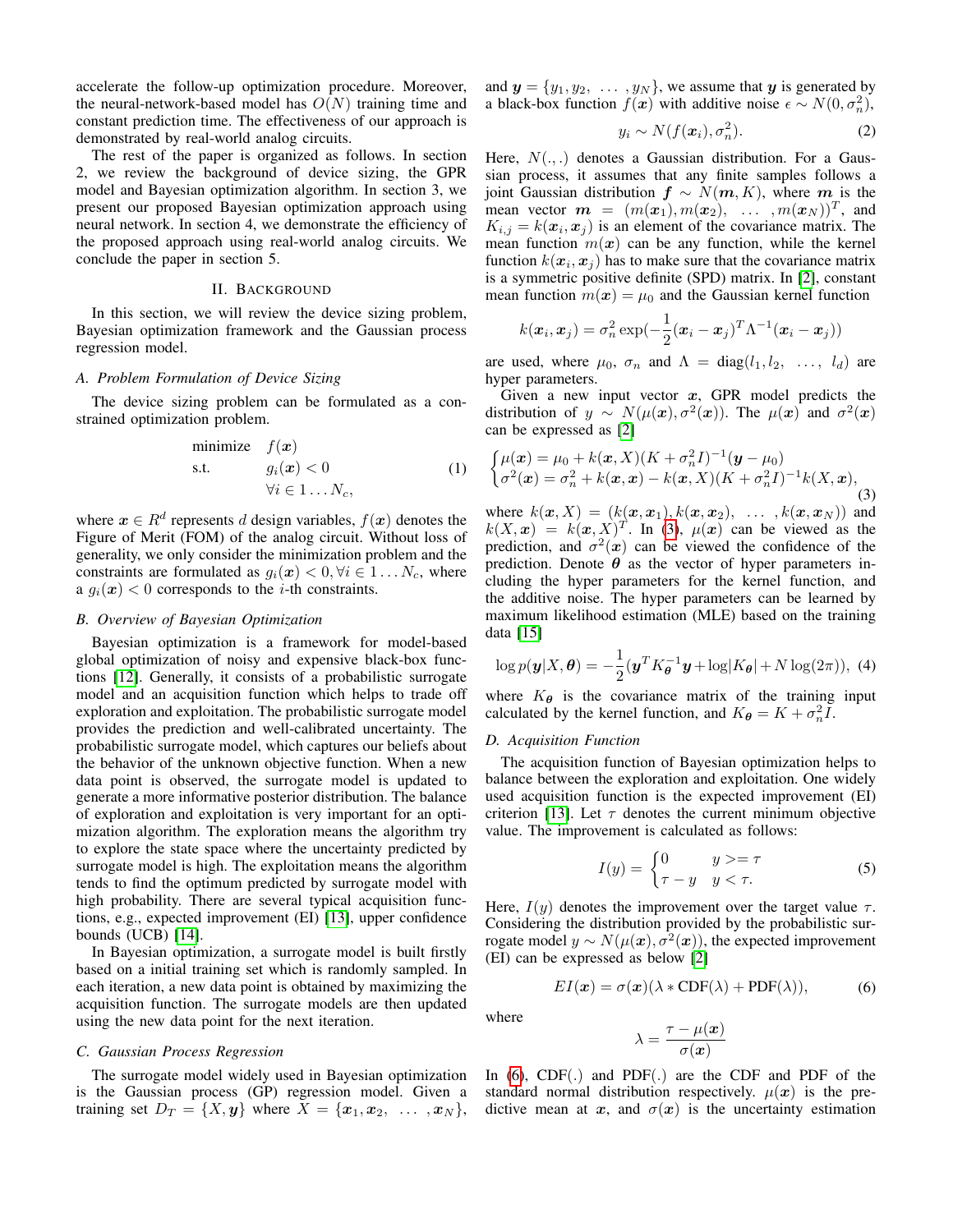accelerate the follow-up optimization procedure. Moreover, the neural-network-based model has $O(N)$ training time and constant prediction time. The effectiveness of our approach is demonstrated by real-world analog circuits.

The rest of the paper is organized as follows. In section 2, we review the background of device sizing, the GPR model and Bayesian optimization algorithm. In section 3, we present our proposed Bayesian optimization using neural network. In section 4, we demonstrate the efficiency of the proposed approach using real-world analog circuits. We conclude the paper in section 5.

## II. Background

In this section, we will review the device sizing problem, Bayesian optimization framework and the Gaussian process regression model.

### A. Problem Formulation of Device Sizing

The device sizing problem can be formulated as a constrained optimization problem.

$$\begin{aligned} \text{minimize} \quad & f(\boldsymbol{x}) \\ \text{s.t.} \quad & g_i(\boldsymbol{x}) < 0 \\ & \forall i \in 1 \dots N_c, \end{aligned} \tag{1}$$

where $\boldsymbol{x} \in R^d$ represents $d$ design variables, $f(\boldsymbol{x})$ denotes the Figure of Merit (FOM) of the analog circuit. Without loss of generality, we only consider the minimization problem and the constraints are formulated as $g_i(\boldsymbol{x}) < 0, \forall i \in 1 \dots N_c$, where a $g_i(\boldsymbol{x}) < 0$ corresponds to the $i$-th constraints.

### B. Overview of Bayesian Optimization

Bayesian optimization is a framework for model-based global optimization of noisy and expensive black-box functions [12]. Generally, it consists of a probabilistic surrogate model and an acquisition function which helps to trade off exploration and exploitation. The probabilistic surrogate model provides the prediction and well-calibrated uncertainty. The probabilistic surrogate model, which captures our beliefs about the behavior of the unknown objective function. When a new data point is observed, the surrogate model is updated to generate a more informative posterior distribution. The balance of exploration and exploitation is very important for an optimization algorithm. The exploration means the algorithm try to explore the state space where the uncertainty predicted by surrogate model is high. The exploitation means the algorithm tends to find the optimum predicted by surrogate model with high probability. There are several typical acquisition functions, e.g., expected improvement (EI) [13], upper confidence bounds (UCB) [14].

In Bayesian optimization, a surrogate model is built firstly based on a initial training set which is randomly sampled. In each iteration, a new data point is obtained by maximizing the acquisition function. The surrogate models are then updated using the new data point for the next iteration.

### C. Gaussian Process Regression

The surrogate model widely used in Bayesian optimization is the Gaussian process (GP) regression model. Given a training set $D_T = \{X, \boldsymbol{y}\}$ where $X = \{\boldsymbol{x}_1, \boldsymbol{x}_2, \ \dots \ , \boldsymbol{x}_N\}$, and $\boldsymbol{y} = \{y_1, y_2, \ \dots \ , y_N\}$, we assume that $\boldsymbol{y}$ is generated by a black-box function $f(\boldsymbol{x})$ with additive noise $\epsilon \sim N(0, \sigma_n^2)$,

$$y_i \sim N(f(\boldsymbol{x}_i), \sigma_n^2). \tag{2}$$

Here, $N(.,.)$ denotes a Gaussian distribution. For a Gaussian process, it assumes that any finite samples follows a joint Gaussian distribution $\boldsymbol{f} \sim N(\boldsymbol{m}, K)$, where $\boldsymbol{m}$ is the mean vector $\boldsymbol{m} = (m(\boldsymbol{x}_1), m(\boldsymbol{x}_2), \ \dots \ , m(\boldsymbol{x}_N))^T$, and $K_{i,j} = k(\boldsymbol{x}_i, \boldsymbol{x}_j)$ is an element of the covariance matrix. The mean function $m(\boldsymbol{x})$ can be any function, while the kernel function $k(\boldsymbol{x}_i, \boldsymbol{x}_j)$ has to make sure that the covariance matrix is a symmetric positive definite (SPD) matrix. In [2], constant mean function $m(\boldsymbol{x}) = \mu_0$ and the Gaussian kernel function

$$k(\boldsymbol{x}_i, \boldsymbol{x}_j) = \sigma_n^2 \exp(-\frac{1}{2}(\boldsymbol{x}_i - \boldsymbol{x}_j)^T \Lambda^{-1} (\boldsymbol{x}_i - \boldsymbol{x}_j))$$

are used, where $\mu_0$, $\sigma_n$ and $\Lambda = \text{diag}(l_1, l_2, \ \dots, \ l_d)$ are hyper parameters.

Given a new input vector $\boldsymbol{x}$, GPR model predicts the distribution of $y \sim N(\mu(\boldsymbol{x}), \sigma^2(\boldsymbol{x}))$. The $\mu(\boldsymbol{x})$ and $\sigma^2(\boldsymbol{x})$ can be expressed as [2]

$$\begin{cases} \mu(\boldsymbol{x}) = \mu_0 + k(\boldsymbol{x}, X)(K + \sigma_n^2 I)^{-1}(\boldsymbol{y} - \mu_0) \\ \sigma^2(\boldsymbol{x}) = \sigma_n^2 + k(\boldsymbol{x}, \boldsymbol{x}) - k(\boldsymbol{x}, X)(K + \sigma_n^2 I)^{-1} k(X, \boldsymbol{x}), \end{cases} \tag{3}$$

where $k(\boldsymbol{x}, X) = (k(\boldsymbol{x}, \boldsymbol{x}_1), k(\boldsymbol{x}, \boldsymbol{x}_2), \ \dots \ , k(\boldsymbol{x}, \boldsymbol{x}_N))$ and $k(X, \boldsymbol{x}) = k(\boldsymbol{x}, X)^T$. In (3), $\mu(\boldsymbol{x})$ can be viewed as the prediction, and $\sigma^2(\boldsymbol{x})$ can be viewed the confidence of the prediction. Denote $\boldsymbol{\theta}$ as the vector of hyper parameters including the hyper parameters for the kernel function, and the additive noise. The hyper parameters can be learned by maximum likelihood estimation (MLE) based on the training data [15]

$$\log p(\boldsymbol{y}|X, \boldsymbol{\theta}) = -\frac{1}{2}(\boldsymbol{y}^T K_{\boldsymbol{\theta}}^{-1} \boldsymbol{y} + \log|K_{\boldsymbol{\theta}}| + N \log(2\pi)), \tag{4}$$

where $K_{\boldsymbol{\theta}}$ is the covariance matrix of the training input calculated by the kernel function, and $K_{\boldsymbol{\theta}} = K + \sigma_n^2 I$.

### D. Acquisition Function

The acquisition function of Bayesian optimization helps to balance between the exploration and exploitation. One widely used acquisition function is the expected improvement (EI) criterion [13]. Let $\tau$ denotes the current minimum objective value. The improvement is calculated as follows:

$$I(y) = \begin{cases} 0 & y >= \tau \\ \tau - y & y < \tau. \end{cases} \tag{5}$$

Here, $I(y)$ denotes the improvement over the target value $\tau$. Considering the distribution provided by the probabilistic surrogate model $y \sim N(\mu(\boldsymbol{x}), \sigma^2(\boldsymbol{x}))$, the expected improvement (EI) can be expressed as below [2]

$$EI(\boldsymbol{x}) = \sigma(\boldsymbol{x})(\lambda * \text{CDF}(\lambda) + \text{PDF}(\lambda)), \tag{6}$$

where

$$\lambda = \frac{\tau - \mu(\boldsymbol{x})}{\sigma(\boldsymbol{x})}$$

In (6), CDF(.) and PDF(.) are the CDF and PDF of the standard normal distribution respectively. $\mu(\boldsymbol{x})$ is the predictive mean at $\boldsymbol{x}$, and $\sigma(\boldsymbol{x})$ is the uncertainty estimation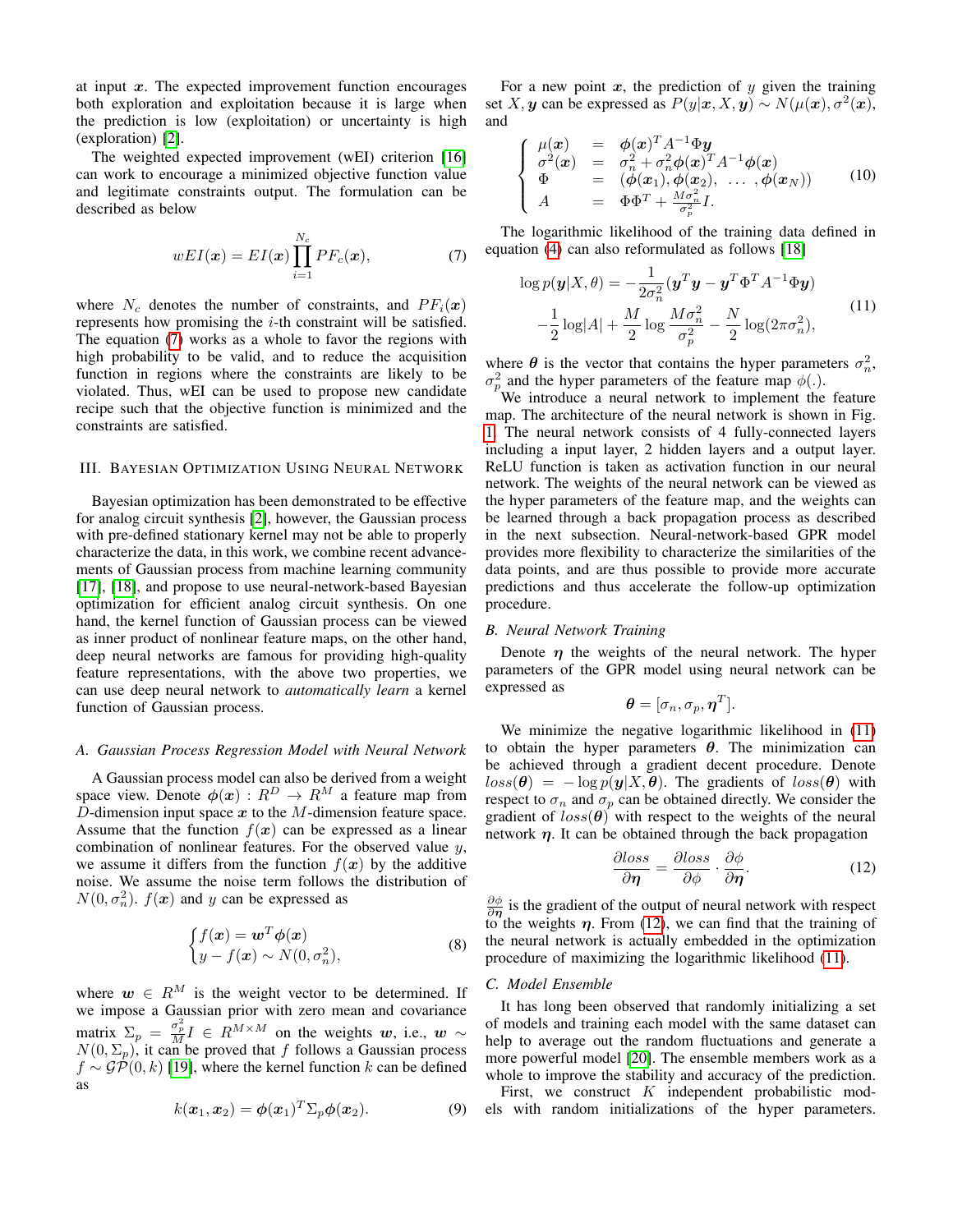at input $\boldsymbol{x}$. The expected improvement function encourages both exploration and exploitation because it is large when the prediction is low (exploitation) or uncertainty is high (exploration) [2].

The weighted expected improvement (wEI) criterion [16] can work to encourage a minimized objective function value and legitimate constraints output. The formulation can be described as below

$$wEI(\boldsymbol{x}) = EI(\boldsymbol{x}) \prod_{i=1}^{N_c} PF_c(\boldsymbol{x}), \tag{7}$$

where $N_c$ denotes the number of constraints, and $PF_i(\boldsymbol{x})$ represents how promising the $i$-th constraint will be satisfied. The equation (7) works as a whole to favor the regions with high probability to be valid, and to reduce the acquisition function in regions where the constraints are likely to be violated. Thus, wEI can be used to propose new candidate recipe such that the objective function is minimized and the constraints are satisfied.

## III. Bayesian Optimization Using Neural Network

Bayesian optimization has been demonstrated to be effective for analog circuit synthesis [2], however, the Gaussian process with pre-defined stationary kernel may not be able to properly characterize the data, in this work, we combine recent advancements of Gaussian process from machine learning community [17], [18], and propose to use neural-network-based Bayesian optimization for efficient analog circuit synthesis. On one hand, the kernel function of Gaussian process can be viewed as inner product of nonlinear feature maps, on the other hand, deep neural networks are famous for providing high-quality feature representations, with the above two properties, we can use deep neural network to *automatically learn* a kernel function of Gaussian process.

### A. Gaussian Process Regression Model with Neural Network

A Gaussian process model can also be derived from a weight space view. Denote $\boldsymbol{\phi}(\boldsymbol{x}) : R^D \rightarrow R^M$ a feature map from $D$-dimension input space $\boldsymbol{x}$ to the $M$-dimension feature space. Assume that the function $f(\boldsymbol{x})$ can be expressed as a linear combination of nonlinear features. For the observed value $y$, we assume it differs from the function $f(\boldsymbol{x})$ by the additive noise. We assume the noise term follows the distribution of $N(0, \sigma_n^2)$. $f(\boldsymbol{x})$ and $y$ can be expressed as

$$\begin{cases} f(\boldsymbol{x}) = \boldsymbol{w}^T \boldsymbol{\phi}(\boldsymbol{x}) \\ y - f(\boldsymbol{x}) \sim N(0, \sigma_n^2), \end{cases} \tag{8}$$

where $\boldsymbol{w} \in R^M$ is the weight vector to be determined. If we impose a Gaussian prior with zero mean and covariance matrix $\Sigma_p = \frac{\sigma_p^2}{M} I \in R^{M \times M}$ on the weights $\boldsymbol{w}$, i.e., $\boldsymbol{w} \sim N(0, \Sigma_p)$, it can be proved that $f$ follows a Gaussian process $f \sim \mathcal{GP}(0, k)$ [19], where the kernel function $k$ can be defined as

$$k(\boldsymbol{x}_1, \boldsymbol{x}_2) = \boldsymbol{\phi}(\boldsymbol{x}_1)^T \Sigma_p \boldsymbol{\phi}(\boldsymbol{x}_2). \tag{9}$$

For a new point $\boldsymbol{x}$, the prediction of $y$ given the training set $X, \boldsymbol{y}$ can be expressed as $P(y|\boldsymbol{x}, X, \boldsymbol{y}) \sim N(\mu(\boldsymbol{x}), \sigma^2(\boldsymbol{x}))$, and

$$\begin{cases} \mu(\boldsymbol{x}) & = & \boldsymbol{\phi}(\boldsymbol{x})^T A^{-1} \Phi \boldsymbol{y} \\ \sigma^2(\boldsymbol{x}) & = & \sigma_n^2 + \sigma_n^2 \boldsymbol{\phi}(\boldsymbol{x})^T A^{-1} \boldsymbol{\phi}(\boldsymbol{x}) \\ \Phi & = & (\boldsymbol{\phi}(\boldsymbol{x}_1), \boldsymbol{\phi}(\boldsymbol{x}_2), \ \ldots \ , \boldsymbol{\phi}(\boldsymbol{x}_N)) \\ A & = & \Phi \Phi^T + \frac{M \sigma_n^2}{\sigma_p^2} I. \end{cases} \tag{10}$$

The logarithmic likelihood of the training data defined in equation (4) can also reformulated as follows [18]

$$\begin{aligned} \log p(\boldsymbol{y}|X, \theta) = & -\frac{1}{2\sigma_n^2}(\boldsymbol{y}^T \boldsymbol{y} - \boldsymbol{y}^T \Phi^T A^{-1} \Phi \boldsymbol{y}) \\ & - \frac{1}{2} \log |A| + \frac{M}{2} \log \frac{M \sigma_n^2}{\sigma_p^2} - \frac{N}{2} \log(2\pi\sigma_n^2), \end{aligned} \tag{11}$$

where $\boldsymbol{\theta}$ is the vector that contains the hyper parameters $\sigma_n^2$, $\sigma_p^2$ and the hyper parameters of the feature map $\phi(.)$.

We introduce a neural network to implement the feature map. The architecture of the neural network is shown in Fig. 1. The neural network consists of 4 fully-connected layers including a input layer, 2 hidden layers and a output layer. ReLU function is taken as activation function in our neural network. The weights of the neural network can be viewed as the hyper parameters of the feature map, and the weights can be learned through a back propagation process as described in the next subsection. Neural-network-based GPR model provides more flexibility to characterize the similarities of the data points, and are thus possible to provide more accurate predictions and thus accelerate the follow-up optimization procedure.

### B. Neural Network Training

Denote $\boldsymbol{\eta}$ the weights of the neural network. The hyper parameters of the GPR model using neural network can be expressed as

$$\boldsymbol{\theta} = [\sigma_n, \sigma_p, \boldsymbol{\eta}^T].$$

We minimize the negative logarithmic likelihood in (11) to obtain the hyper parameters $\boldsymbol{\theta}$. The minimization can be achieved through a gradient decent procedure. Denote $loss(\boldsymbol{\theta}) = -\log p(\boldsymbol{y}|X, \boldsymbol{\theta})$. The gradients of $loss(\boldsymbol{\theta})$ with respect to $\sigma_n$ and $\sigma_p$ can be obtained directly. We consider the gradient of $loss(\boldsymbol{\theta})$ with respect to the weights of the neural network $\boldsymbol{\eta}$. It can be obtained through the back propagation

$$\frac{\partial loss}{\partial \boldsymbol{\eta}} = \frac{\partial loss}{\partial \phi} \cdot \frac{\partial \phi}{\partial \boldsymbol{\eta}}. \tag{12}$$

$\frac{\partial \phi}{\partial \boldsymbol{\eta}}$ is the gradient of the output of neural network with respect to the weights $\boldsymbol{\eta}$. From (12), we can find that the training of the neural network is actually embedded in the optimization procedure of maximizing the logarithmic likelihood (11).

### C. Model Ensemble

It has long been observed that randomly initializing a set of models and training each model with the same dataset can help to average out the random fluctuations and generate a more powerful model [20]. The ensemble members work as a whole to improve the stability and accuracy of the prediction.

First, we construct $K$ independent probabilistic models with random initializations of the hyper parameters.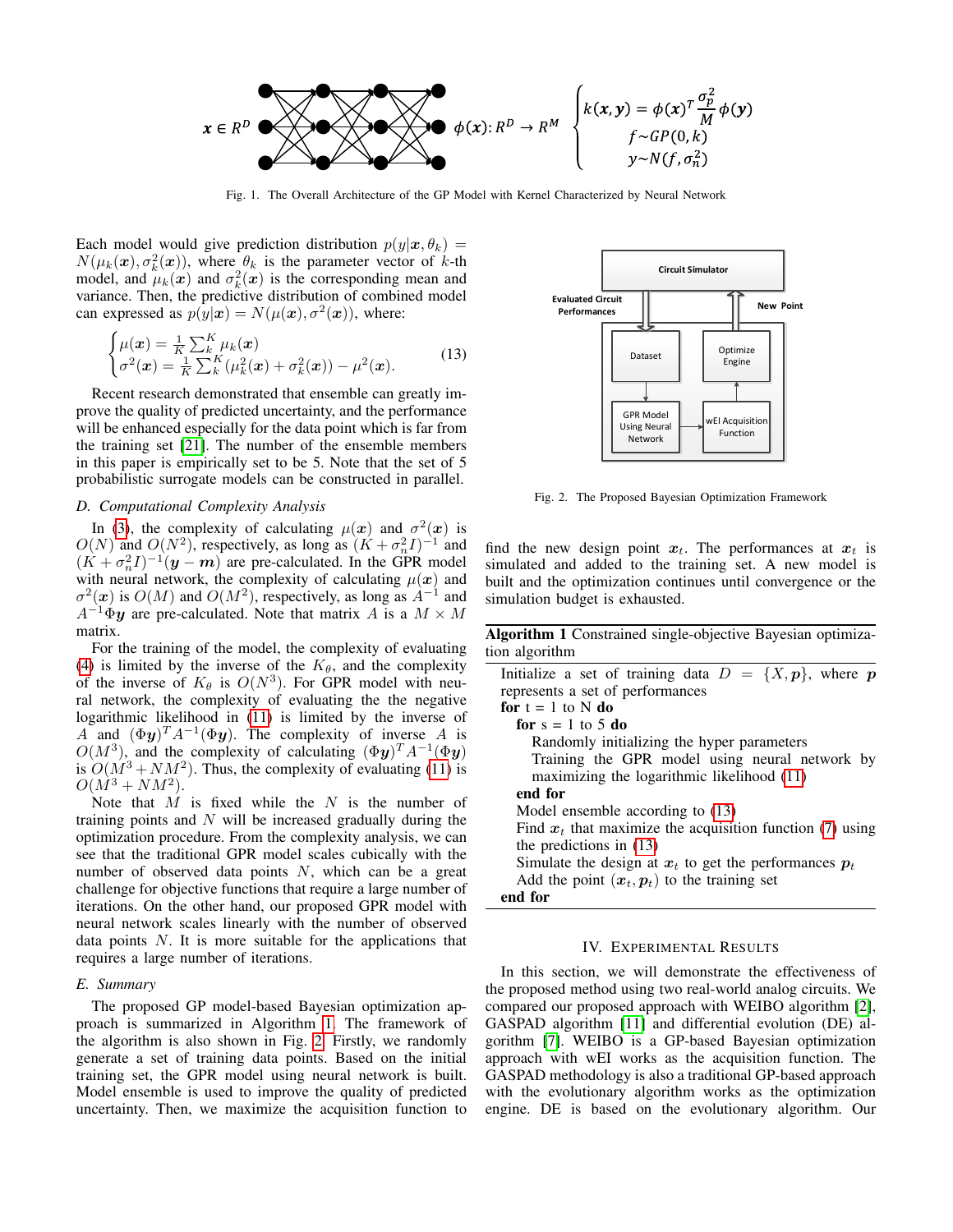$$\begin{cases} k(\boldsymbol{x},\boldsymbol{y}) = \phi(\boldsymbol{x})^T \frac{\sigma_p^2}{M} \phi(\boldsymbol{y}) \\ f \sim GP(0,k) \\ y \sim N(f,\sigma_n^2) \end{cases}$$

Fig. 1. The Overall Architecture of the GP Model with Kernel Characterized by Neural Network

Each model would give prediction distribution $p(y|\boldsymbol{x}, \theta_k) = N(\mu_k(\boldsymbol{x}), \sigma_k^2(\boldsymbol{x}))$, where $\theta_k$ is the parameter vector of $k$-th model, and $\mu_k(\boldsymbol{x})$ and $\sigma_k^2(\boldsymbol{x})$ is the corresponding mean and variance. Then, the predictive distribution of combined model can expressed as $p(y|\boldsymbol{x}) = N(\mu(\boldsymbol{x}), \sigma^2(\boldsymbol{x}))$, where:

$$\begin{cases} \mu(\boldsymbol{x}) = \frac{1}{K} \sum_k^K \mu_k(\boldsymbol{x}) \\ \sigma^2(\boldsymbol{x}) = \frac{1}{K} \sum_k^K (\mu_k^2(\boldsymbol{x}) + \sigma_k^2(\boldsymbol{x})) - \mu^2(\boldsymbol{x}). \end{cases} \tag{13}$$

Recent research demonstrated that ensemble can greatly improve the quality of predicted uncertainty, and the performance will be enhanced especially for the data point which is far from the training set [21]. The number of the ensemble members in this paper is empirically set to be 5. Note that the set of 5 probabilistic surrogate models can be constructed in parallel.

### D. Computational Complexity Analysis

In (3), the complexity of calculating $\mu(\boldsymbol{x})$ and $\sigma^2(\boldsymbol{x})$ is $O(N)$ and $O(N^2)$, respectively, as long as $(K + \sigma_n^2 I)^{-1}$ and $(K + \sigma_n^2 I)^{-1}(\boldsymbol{y} - \boldsymbol{m})$ are pre-calculated. In the GPR model with neural network, the complexity of calculating $\mu(\boldsymbol{x})$ and $\sigma^2(\boldsymbol{x})$ is $O(M)$ and $O(M^2)$, respectively, as long as $A^{-1}$ and $A^{-1}\Phi\boldsymbol{y}$ are pre-calculated. Note that matrix $A$ is a $M \times M$ matrix.

For the training of the model, the complexity of evaluating (4) is limited by the inverse of the $K_\theta$, and the complexity of the inverse of $K_\theta$ is $O(N^3)$. For GPR model with neural network, the complexity of evaluating the the negative logarithmic likelihood in (11) is limited by the inverse of $A$ and $(\Phi\boldsymbol{y})^T A^{-1}(\Phi\boldsymbol{y})$. The complexity of inverse $A$ is $O(M^3)$, and the complexity of calculating $(\Phi\boldsymbol{y})^T A^{-1}(\Phi\boldsymbol{y})$ is $O(M^3 + NM^2)$. Thus, the complexity of evaluating (11) is $O(M^3 + NM^2)$.

Note that $M$ is fixed while the $N$ is the number of training points and $N$ will be increased gradually during the optimization procedure. From the complexity analysis, we can see that the traditional GPR model scales cubically with the number of observed data points $N$, which can be a great challenge for objective functions that require a large number of iterations. On the other hand, our proposed GPR model with neural network scales linearly with the number of observed data points $N$. It is more suitable for the applications that requires a large number of iterations.

### E. Summary

The proposed GP model-based Bayesian optimization approach is summarized in Algorithm 1. The framework of the algorithm is also shown in Fig. 2. Firstly, we randomly generate a set of training data points. Based on the initial training set, the GPR model using neural network is built. Model ensemble is used to improve the quality of predicted uncertainty. Then, we maximize the acquisition function to find the new design point $\boldsymbol{x}_t$. The performances at $\boldsymbol{x}_t$ is simulated and added to the training set. A new model is built and the optimization continues until convergence or the simulation budget is exhausted.

Fig. 2. The Proposed Bayesian Optimization Framework

**Algorithm 1** Constrained single-objective Bayesian optimization algorithm

```
Initialize a set of training data D = {X, p}, where p
represents a set of performances
for t = 1 to N do
    for s = 1 to 5 do
        Randomly initializing the hyper parameters
        Training the GPR model using neural network by
        maximizing the logarithmic likelihood (11)
    end for
    Model ensemble according to (13)
    Find x_t that maximize the acquisition function (7) using
    the predictions in (13)
    Simulate the design at x_t to get the performances p_t
    Add the point (x_t, p_t) to the training set
end for
```

## IV. Experimental Results

In this section, we will demonstrate the effectiveness of the proposed method using two real-world analog circuits. We compared our proposed approach with WEIBO algorithm [2], GASPAD algorithm [11] and differential evolution (DE) algorithm [7]. WEIBO is a GP-based Bayesian optimization approach with wEI works as the acquisition function. The GASPAD methodology is also a traditional GP-based approach with the evolutionary algorithm works as the optimization engine. DE is based on the evolutionary algorithm. Our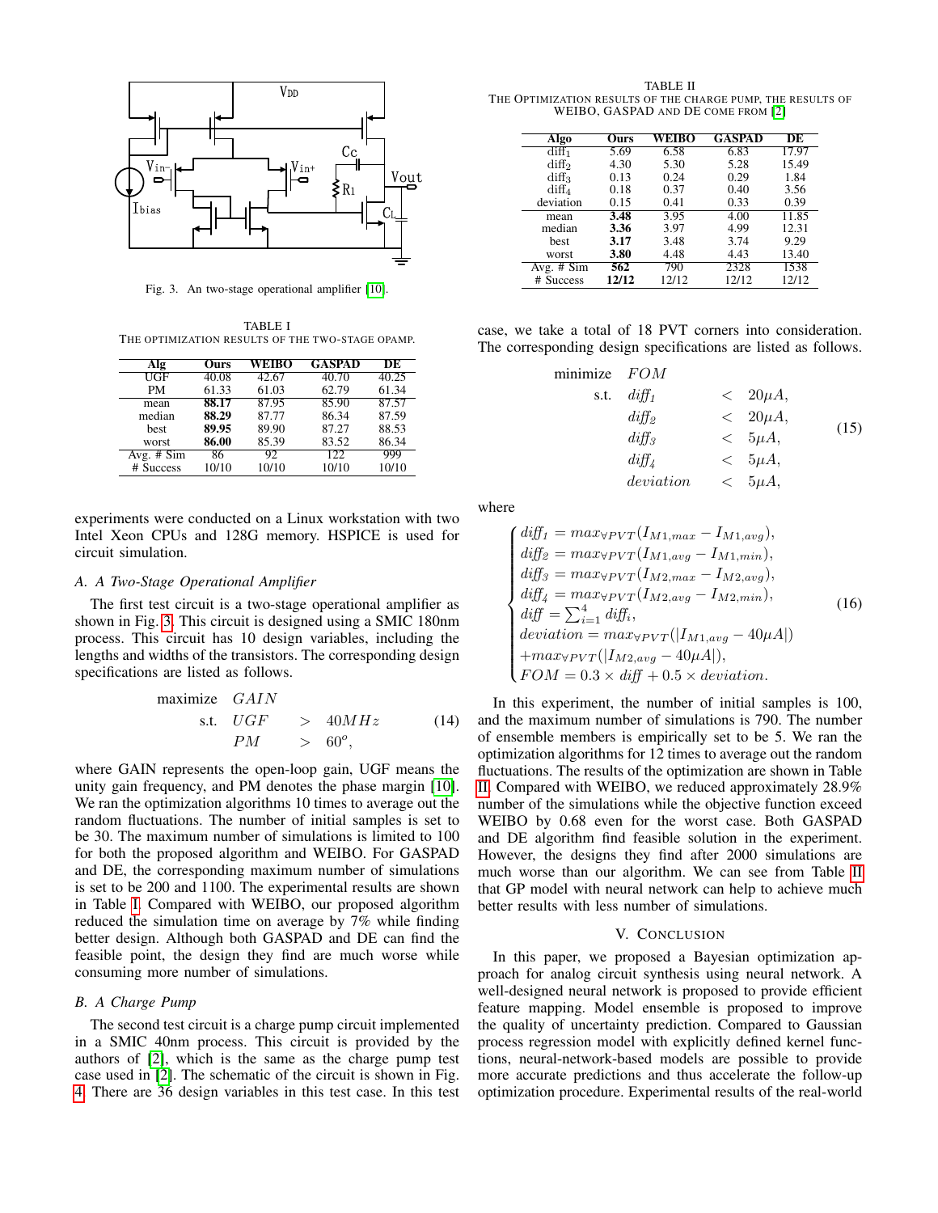Fig. 3. An two-stage operational amplifier [10].

TABLE I
THE OPTIMIZATION RESULTS OF THE TWO-STAGE OPAMP.

| Alg | Ours | WEIBO | GASPAD | DE |
|---|---|---|---|---|
| UGF | 40.08 | 42.67 | 40.70 | 40.25 |
| PM | 61.33 | 61.03 | 62.79 | 61.34 |
| mean | **88.17** | 87.95 | 85.90 | 87.57 |
| median | **88.29** | 87.77 | 86.34 | 87.59 |
| best | **89.95** | 89.90 | 87.27 | 88.53 |
| worst | **86.00** | 85.39 | 83.52 | 86.34 |
| Avg. # Sim | 86 | 92 | 122 | 999 |
| # Success | 10/10 | 10/10 | 10/10 | 10/10 |

experiments were conducted on a Linux workstation with two Intel Xeon CPUs and 128G memory. HSPICE is used for circuit simulation.

### A. A Two-Stage Operational Amplifier

The first test circuit is a two-stage operational amplifier as shown in Fig. 3. This circuit is designed using a SMIC 180nm process. This circuit has 10 design variables, including the lengths and widths of the transistors. The corresponding design specifications are listed as follows.

$$
\begin{aligned}
\text{maximize} \quad & GAIN \\
\text{s.t.} \quad & UGF \quad > \quad 40MHz \\
& PM \quad > \quad 60^o,
\end{aligned}
\tag{14}
$$

where GAIN represents the open-loop gain, UGF means the unity gain frequency, and PM denotes the phase margin [10]. We ran the optimization algorithms 10 times to average out the random fluctuations. The number of initial samples is set to be 30. The maximum number of simulations is limited to 100 for both the proposed algorithm and WEIBO. For GASPAD and DE, the corresponding maximum number of simulations is set to be 200 and 1100. The experimental results are shown in Table I. Compared with WEIBO, our proposed algorithm reduced the simulation time on average by 7% while finding better design. Although both GASPAD and DE can find the feasible point, the design they find are much worse while consuming more number of simulations.

### B. A Charge Pump

The second test circuit is a charge pump circuit implemented in a SMIC 40nm process. This circuit is provided by the authors of [2], which is the same as the charge pump test case used in [2]. The schematic of the circuit is shown in Fig. 4. There are 36 design variables in this test case. In this test case, we take a total of 18 PVT corners into consideration. The corresponding design specifications are listed as follows.

TABLE II
THE OPTIMIZATION RESULTS OF THE CHARGE PUMP, THE RESULTS OF WEIBO, GASPAD AND DE COME FROM [2]

| Algo | Ours | WEIBO | GASPAD | DE |
|---|---|---|---|---|
| $diff_1$ | 5.69 | 6.58 | 6.83 | 17.97 |
| $diff_2$ | 4.30 | 5.30 | 5.28 | 15.49 |
| $diff_3$ | 0.13 | 0.24 | 0.29 | 1.84 |
| $diff_4$ | 0.18 | 0.37 | 0.40 | 3.56 |
| deviation | 0.15 | 0.41 | 0.33 | 0.39 |
| mean | **3.48** | 3.95 | 4.00 | 11.85 |
| median | **3.36** | 3.97 | 4.99 | 12.31 |
| best | **3.17** | 3.48 | 3.74 | 9.29 |
| worst | **3.80** | 4.48 | 4.43 | 13.40 |
| Avg. # Sim | **562** | 790 | 2328 | 1538 |
| # Success | **12/12** | 12/12 | 12/12 | 12/12 |

$$
\begin{aligned}
\text{minimize} \quad & FOM \\
\text{s.t.} \quad & diff_1 \quad < \quad 20\mu A, \\
& diff_2 \quad < \quad 20\mu A, \\
& diff_3 \quad < \quad 5\mu A, \\
& diff_4 \quad < \quad 5\mu A, \\
& deviation \quad < \quad 5\mu A,
\end{aligned}
\tag{15}
$$

where

$$
\begin{cases}
diff_1 = max_{\forall PVT}(I_{M1,max} - I_{M1,avg}), \\
diff_2 = max_{\forall PVT}(I_{M1,avg} - I_{M1,min}), \\
diff_3 = max_{\forall PVT}(I_{M2,max} - I_{M2,avg}), \\
diff_4 = max_{\forall PVT}(I_{M2,avg} - I_{M2,min}), \\
diff = \sum_{i=1}^{4} diff_i, \\
deviation = max_{\forall PVT}(|I_{M1,avg} - 40\mu A|) \\
+ max_{\forall PVT}(|I_{M2,avg} - 40\mu A|), \\
FOM = 0.3 \times diff + 0.5 \times deviation.
\end{cases}
\tag{16}
$$

In this experiment, the number of initial samples is 100, and the maximum number of simulations is 790. The number of ensemble members is empirically set to be 5. We ran the optimization algorithms for 12 times to average out the random fluctuations. The results of the optimization are shown in Table II. Compared with WEIBO, we reduced approximately 28.9% number of the simulations while the objective function exceed WEIBO by 0.68 even for the worst case. Both GASPAD and DE algorithm find feasible solution in the experiment. However, the designs they find after 2000 simulations are much worse than our algorithm. We can see from Table II that GP model with neural network can help to achieve much better results with less number of simulations.

## V. CONCLUSION

In this paper, we proposed a Bayesian optimization approach for analog circuit synthesis using neural network. A well-designed neural network is proposed to provide efficient feature mapping. Model ensemble is proposed to improve the quality of uncertainty prediction. Compared to Gaussian process regression model with explicitly defined kernel functions, neural-network-based models are possible to provide more accurate predictions and thus accelerate the follow-up optimization procedure. Experimental results of the real-world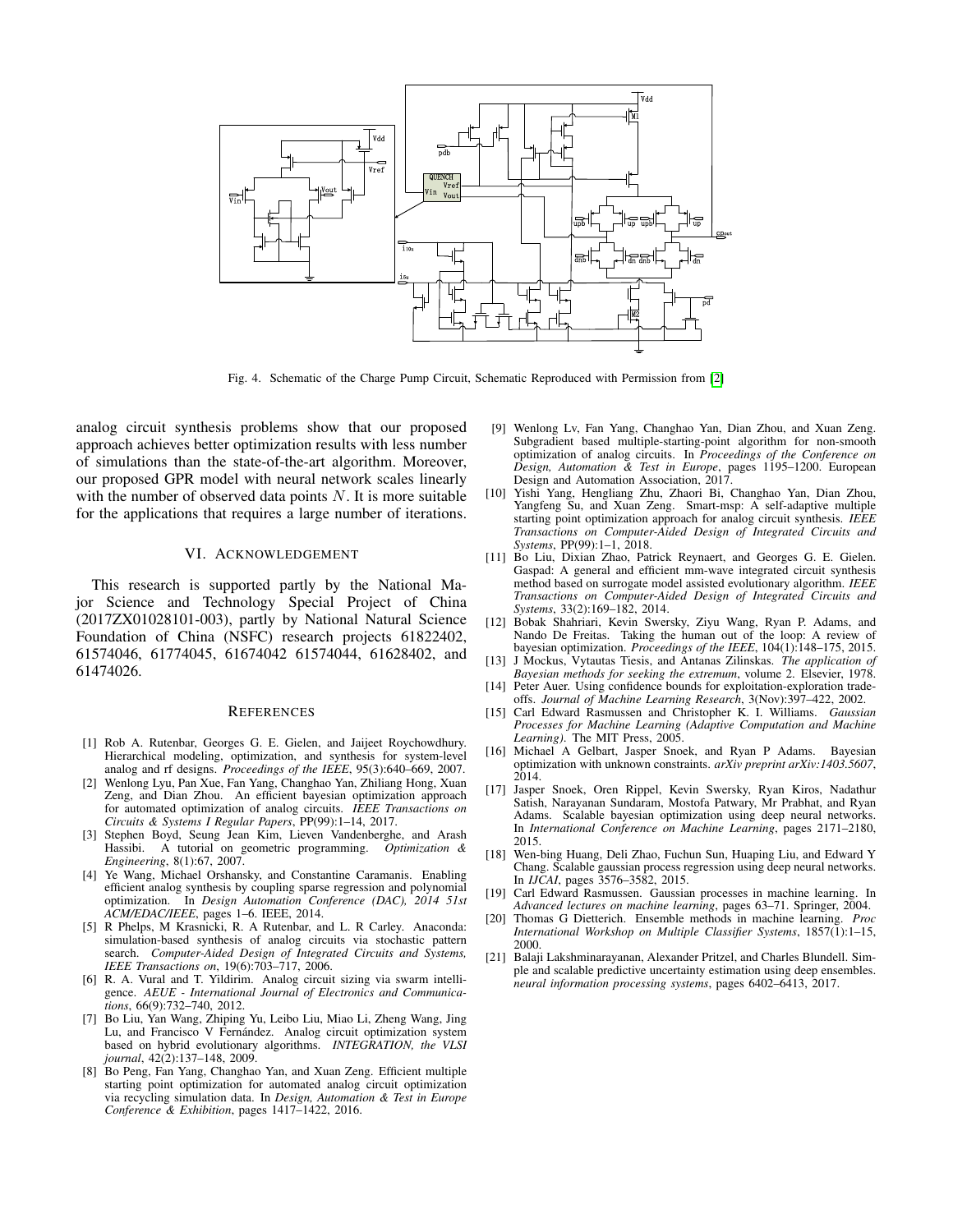Fig. 4. Schematic of the Charge Pump Circuit, Schematic Reproduced with Permission from [2]

analog circuit synthesis problems show that our proposed approach achieves better optimization results with less number of simulations than the state-of-the-art algorithm. Moreover, our proposed GPR model with neural network scales linearly with the number of observed data points $N$. It is more suitable for the applications that requires a large number of iterations.

## VI. Acknowledgement

This research is supported partly by the National Major Science and Technology Special Project of China (2017ZX01028101-003), partly by National Natural Science Foundation of China (NSFC) research projects 61822402, 61574046, 61774045, 61674042 61574044, 61628402, and 61474026.

## References

[1] Rob A. Rutenbar, Georges G. E. Gielen, and Jaijeet Roychowdhury. Hierarchical modeling, optimization, and synthesis for system-level analog and rf designs. *Proceedings of the IEEE*, 95(3):640–669, 2007.

[2] Wenlong Lyu, Pan Xue, Fan Yang, Changhao Yan, Zhiliang Hong, Xuan Zeng, and Dian Zhou. An efficient bayesian optimization approach for automated optimization of analog circuits. *IEEE Transactions on Circuits & Systems I Regular Papers*, PP(99):1–14, 2017.

[3] Stephen Boyd, Seung Jean Kim, Lieven Vandenberghe, and Arash Hassibi. A tutorial on geometric programming. *Optimization & Engineering*, 8(1):67, 2007.

[4] Ye Wang, Michael Orshansky, and Constantine Caramanis. Enabling efficient analog synthesis by coupling sparse regression and polynomial optimization. In *Design Automation Conference (DAC), 2014 51st ACM/EDAC/IEEE*, pages 1–6. IEEE, 2014.

[5] R Phelps, M Krasnicki, R. A Rutenbar, and L. R Carley. Anaconda: simulation-based synthesis of analog circuits via stochastic pattern search. *Computer-Aided Design of Integrated Circuits and Systems, IEEE Transactions on*, 19(6):703–717, 2006.

[6] R. A. Vural and T. Yildirim. Analog circuit sizing via swarm intelligence. *AEUE - International Journal of Electronics and Communications*, 66(9):732–740, 2012.

[7] Bo Liu, Yan Wang, Zhiping Yu, Leibo Liu, Miao Li, Zheng Wang, Jing Lu, and Francisco V Fernández. Analog circuit optimization system based on hybrid evolutionary algorithms. *INTEGRATION, the VLSI journal*, 42(2):137–148, 2009.

[8] Bo Peng, Fan Yang, Changhao Yan, and Xuan Zeng. Efficient multiple starting point optimization for automated analog circuit optimization via recycling simulation data. In *Design, Automation & Test in Europe Conference & Exhibition*, pages 1417–1422, 2016.

[9] Wenlong Lv, Fan Yang, Changhao Yan, Dian Zhou, and Xuan Zeng. Subgradient based multiple-starting-point algorithm for non-smooth optimization of analog circuits. In *Proceedings of the Conference on Design, Automation & Test in Europe*, pages 1195–1200. European Design and Automation Association, 2017.

[10] Yishi Yang, Hengliang Zhu, Zhaori Bi, Changhao Yan, Dian Zhou, Yangfeng Su, and Xuan Zeng. Smart-msp: A self-adaptive multiple starting point optimization approach for analog circuit synthesis. *IEEE Transactions on Computer-Aided Design of Integrated Circuits and Systems*, PP(99):1–1, 2018.

[11] Bo Liu, Dixian Zhao, Patrick Reynaert, and Georges G. E. Gielen. Gaspad: A general and efficient mm-wave integrated circuit synthesis method based on surrogate model assisted evolutionary algorithm. *IEEE Transactions on Computer-Aided Design of Integrated Circuits and Systems*, 33(2):169–182, 2014.

[12] Bobak Shahriari, Kevin Swersky, Ziyu Wang, Ryan P. Adams, and Nando De Freitas. Taking the human out of the loop: A review of bayesian optimization. *Proceedings of the IEEE*, 104(1):148–175, 2015.

[13] J Mockus, Vytautas Tiesis, and Antanas Zilinskas. *The application of Bayesian methods for seeking the extremum*, volume 2. Elsevier, 1978.

[14] Peter Auer. Using confidence bounds for exploitation-exploration tradeoffs. *Journal of Machine Learning Research*, 3(Nov):397–422, 2002.

[15] Carl Edward Rasmussen and Christopher K. I. Williams. *Gaussian Processes for Machine Learning (Adaptive Computation and Machine Learning)*. The MIT Press, 2005.

[16] Michael A Gelbart, Jasper Snoek, and Ryan P Adams. Bayesian optimization with unknown constraints. *arXiv preprint arXiv:1403.5607*, 2014.

[17] Jasper Snoek, Oren Rippel, Kevin Swersky, Ryan Kiros, Nadathur Satish, Narayanan Sundaram, Mostofa Patwary, Mr Prabhat, and Ryan Adams. Scalable bayesian optimization using deep neural networks. In *International Conference on Machine Learning*, pages 2171–2180, 2015.

[18] Wen-bing Huang, Deli Zhao, Fuchun Sun, Huaping Liu, and Edward Y Chang. Scalable gaussian process regression using deep neural networks. In *IJCAI*, pages 3576–3582, 2015.

[19] Carl Edward Rasmussen. Gaussian processes in machine learning. In *Advanced lectures on machine learning*, pages 63–71. Springer, 2004.

[20] Thomas G Dietterich. Ensemble methods in machine learning. *Proc International Workshop on Multiple Classifier Systems*, 1857(1):1–15, 2000.

[21] Balaji Lakshminarayanan, Alexander Pritzel, and Charles Blundell. Simple and scalable predictive uncertainty estimation using deep ensembles. *neural information processing systems*, pages 6402–6413, 2017.